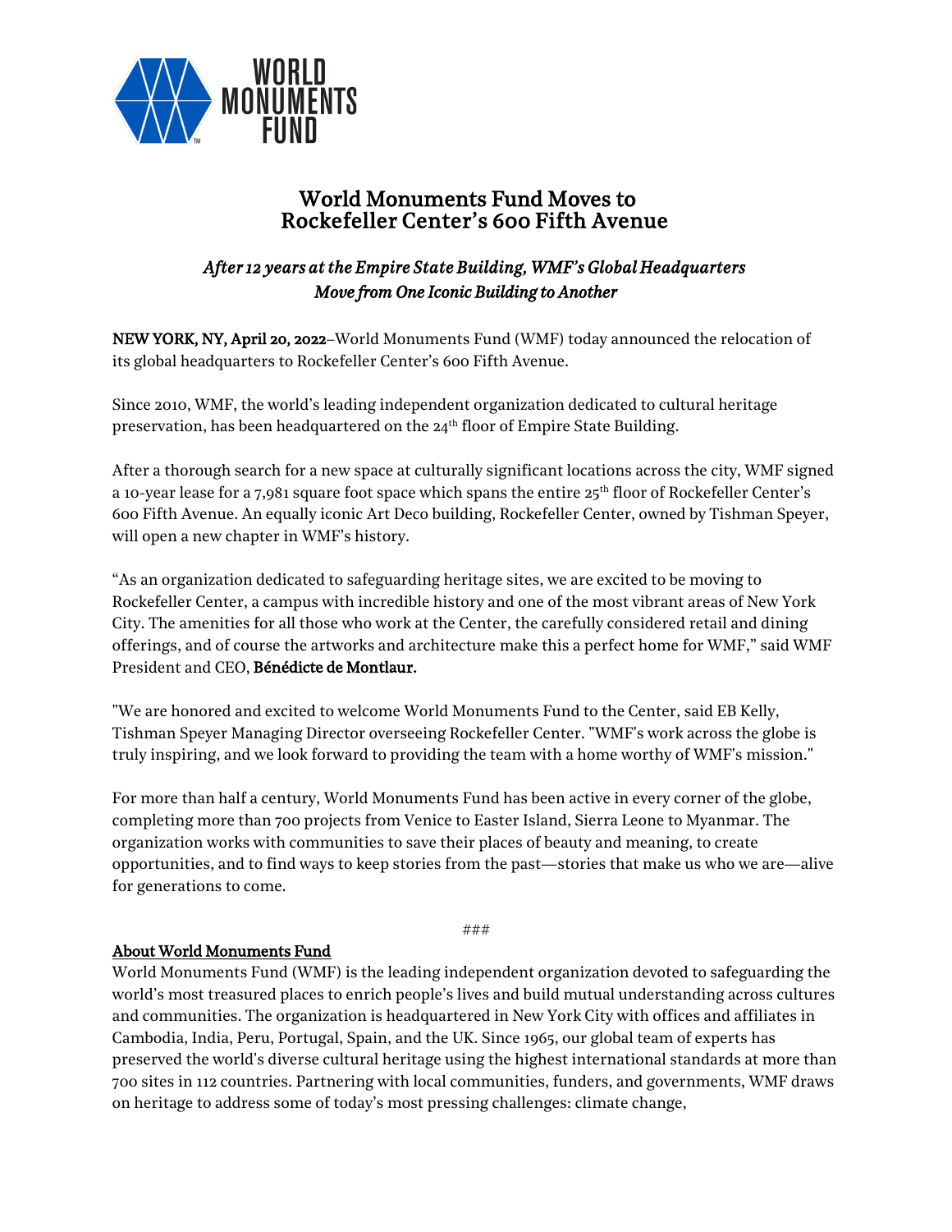# World Monuments Fund Moves to Rockefeller Center's 600 Fifth Avenue

## *After 12 years at the Empire State Building, WMF's Global Headquarters Move from One Iconic Building to Another*

**NEW YORK, NY, April 20, 2022**–World Monuments Fund (WMF) today announced the relocation of its global headquarters to Rockefeller Center's 600 Fifth Avenue.

Since 2010, WMF, the world's leading independent organization dedicated to cultural heritage preservation, has been headquartered on the 24th floor of Empire State Building.

After a thorough search for a new space at culturally significant locations across the city, WMF signed a 10-year lease for a 7,981 square foot space which spans the entire 25th floor of Rockefeller Center's 600 Fifth Avenue. An equally iconic Art Deco building, Rockefeller Center, owned by Tishman Speyer, will open a new chapter in WMF's history.

"As an organization dedicated to safeguarding heritage sites, we are excited to be moving to Rockefeller Center, a campus with incredible history and one of the most vibrant areas of New York City. The amenities for all those who work at the Center, the carefully considered retail and dining offerings, and of course the artworks and architecture make this a perfect home for WMF," said WMF President and CEO, **Bénédicte de Montlaur.**

"We are honored and excited to welcome World Monuments Fund to the Center, said EB Kelly, Tishman Speyer Managing Director overseeing Rockefeller Center. "WMF's work across the globe is truly inspiring, and we look forward to providing the team with a home worthy of WMF's mission."

For more than half a century, World Monuments Fund has been active in every corner of the globe, completing more than 700 projects from Venice to Easter Island, Sierra Leone to Myanmar. The organization works with communities to save their places of beauty and meaning, to create opportunities, and to find ways to keep stories from the past—stories that make us who we are—alive for generations to come.

###

**About World Monuments Fund**

World Monuments Fund (WMF) is the leading independent organization devoted to safeguarding the world's most treasured places to enrich people's lives and build mutual understanding across cultures and communities. The organization is headquartered in New York City with offices and affiliates in Cambodia, India, Peru, Portugal, Spain, and the UK. Since 1965, our global team of experts has preserved the world's diverse cultural heritage using the highest international standards at more than 700 sites in 112 countries. Partnering with local communities, funders, and governments, WMF draws on heritage to address some of today's most pressing challenges: climate change,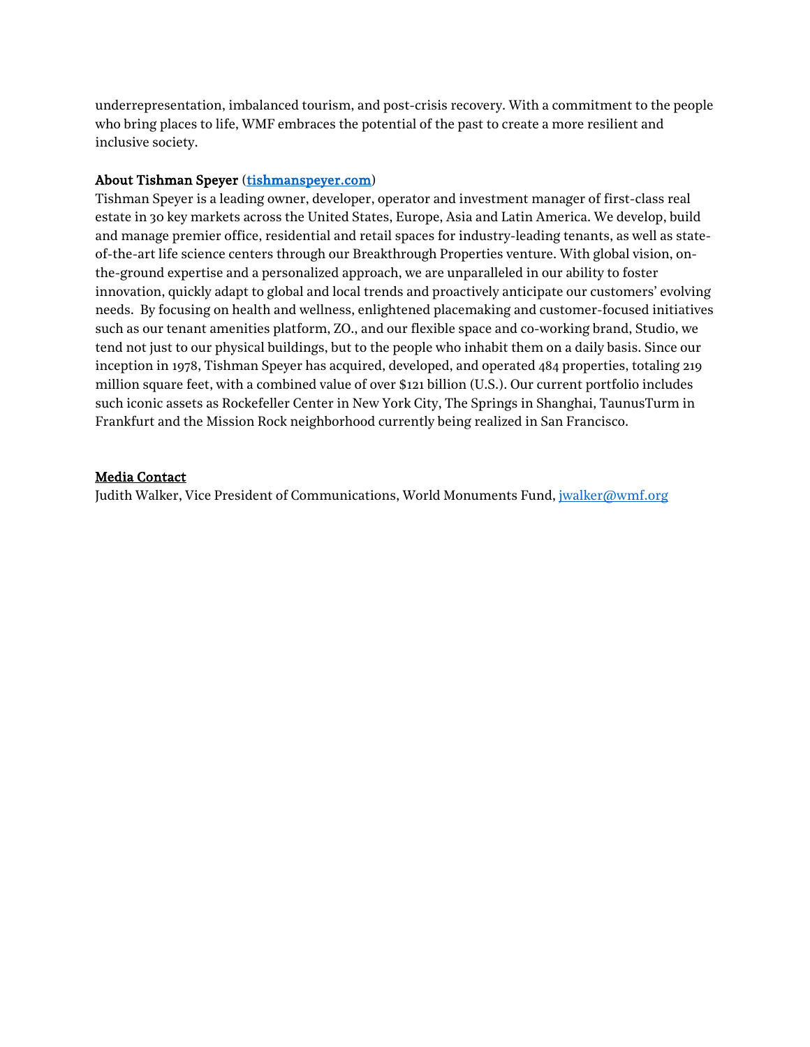underrepresentation, imbalanced tourism, and post-crisis recovery. With a commitment to the people who bring places to life, WMF embraces the potential of the past to create a more resilient and inclusive society.

**About Tishman Speyer** (**tishmanspeyer.com**)

Tishman Speyer is a leading owner, developer, operator and investment manager of first-class real estate in 30 key markets across the United States, Europe, Asia and Latin America. We develop, build and manage premier office, residential and retail spaces for industry-leading tenants, as well as state-of-the-art life science centers through our Breakthrough Properties venture. With global vision, on-the-ground expertise and a personalized approach, we are unparalleled in our ability to foster innovation, quickly adapt to global and local trends and proactively anticipate our customers' evolving needs. By focusing on health and wellness, enlightened placemaking and customer-focused initiatives such as our tenant amenities platform, ZO., and our flexible space and co-working brand, Studio, we tend not just to our physical buildings, but to the people who inhabit them on a daily basis. Since our inception in 1978, Tishman Speyer has acquired, developed, and operated 484 properties, totaling 219 million square feet, with a combined value of over $121 billion (U.S.). Our current portfolio includes such iconic assets as Rockefeller Center in New York City, The Springs in Shanghai, TaunusTurm in Frankfurt and the Mission Rock neighborhood currently being realized in San Francisco.

**Media Contact**

Judith Walker, Vice President of Communications, World Monuments Fund, jwalker@wmf.org